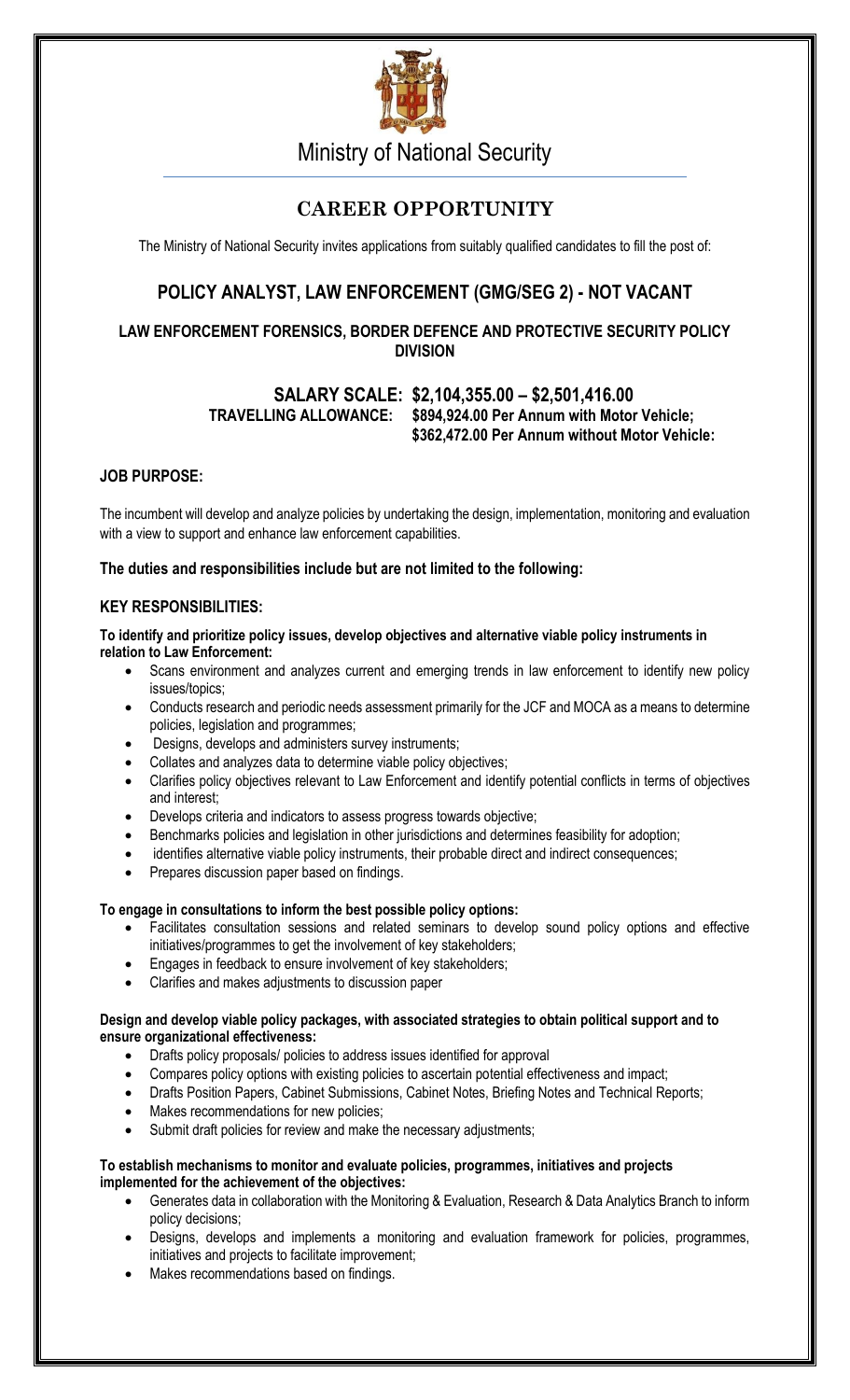# Ministry of National Security

## CAREER OPPORTUNITY

The Ministry of National Security invites applications from suitably qualified candidates to fill the post of:

## POLICY ANALYST, LAW ENFORCEMENT (GMG/SEG 2) - NOT VACANT

### LAW ENFORCEMENT FORENSICS, BORDER DEFENCE AND PROTECTIVE SECURITY POLICY DIVISION

**SALARY SCALE: $2,104,355.00 – $2,501,416.00**
**TRAVELLING ALLOWANCE: $894,924.00 Per Annum with Motor Vehicle;**
**$362,472.00 Per Annum without Motor Vehicle:**

### JOB PURPOSE:

The incumbent will develop and analyze policies by undertaking the design, implementation, monitoring and evaluation with a view to support and enhance law enforcement capabilities.

**The duties and responsibilities include but are not limited to the following:**

### KEY RESPONSIBILITIES:

**To identify and prioritize policy issues, develop objectives and alternative viable policy instruments in relation to Law Enforcement:**

- Scans environment and analyzes current and emerging trends in law enforcement to identify new policy issues/topics;
- Conducts research and periodic needs assessment primarily for the JCF and MOCA as a means to determine policies, legislation and programmes;
- Designs, develops and administers survey instruments;
- Collates and analyzes data to determine viable policy objectives;
- Clarifies policy objectives relevant to Law Enforcement and identify potential conflicts in terms of objectives and interest;
- Develops criteria and indicators to assess progress towards objective;
- Benchmarks policies and legislation in other jurisdictions and determines feasibility for adoption;
- identifies alternative viable policy instruments, their probable direct and indirect consequences;
- Prepares discussion paper based on findings.

**To engage in consultations to inform the best possible policy options:**

- Facilitates consultation sessions and related seminars to develop sound policy options and effective initiatives/programmes to get the involvement of key stakeholders;
- Engages in feedback to ensure involvement of key stakeholders;
- Clarifies and makes adjustments to discussion paper

**Design and develop viable policy packages, with associated strategies to obtain political support and to ensure organizational effectiveness:**

- Drafts policy proposals/ policies to address issues identified for approval
- Compares policy options with existing policies to ascertain potential effectiveness and impact;
- Drafts Position Papers, Cabinet Submissions, Cabinet Notes, Briefing Notes and Technical Reports;
- Makes recommendations for new policies;
- Submit draft policies for review and make the necessary adjustments;

**To establish mechanisms to monitor and evaluate policies, programmes, initiatives and projects implemented for the achievement of the objectives:**

- Generates data in collaboration with the Monitoring & Evaluation, Research & Data Analytics Branch to inform policy decisions;
- Designs, develops and implements a monitoring and evaluation framework for policies, programmes, initiatives and projects to facilitate improvement;
- Makes recommendations based on findings.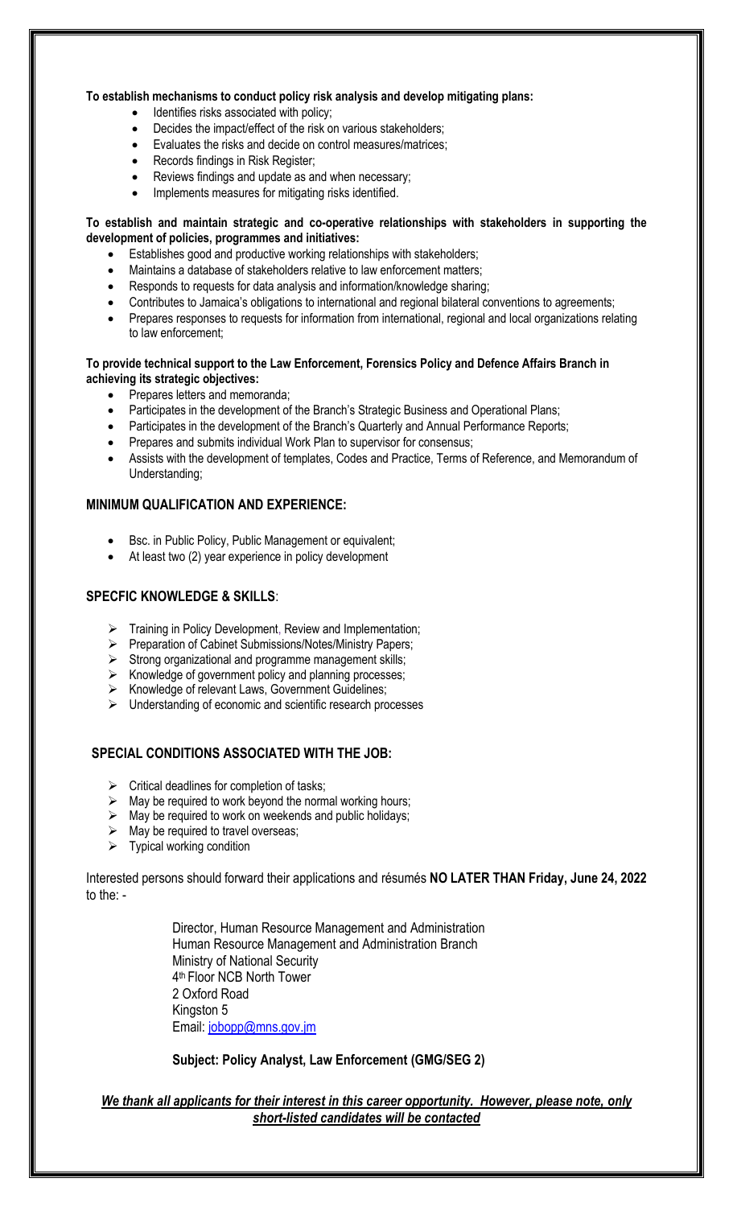**To establish mechanisms to conduct policy risk analysis and develop mitigating plans:**

- Identifies risks associated with policy;
- Decides the impact/effect of the risk on various stakeholders;
- Evaluates the risks and decide on control measures/matrices;
- Records findings in Risk Register;
- Reviews findings and update as and when necessary;
- Implements measures for mitigating risks identified.

**To establish and maintain strategic and co-operative relationships with stakeholders in supporting the development of policies, programmes and initiatives:**

- Establishes good and productive working relationships with stakeholders;
- Maintains a database of stakeholders relative to law enforcement matters;
- Responds to requests for data analysis and information/knowledge sharing;
- Contributes to Jamaica's obligations to international and regional bilateral conventions to agreements;
- Prepares responses to requests for information from international, regional and local organizations relating to law enforcement;

**To provide technical support to the Law Enforcement, Forensics Policy and Defence Affairs Branch in achieving its strategic objectives:**

- Prepares letters and memoranda;
- Participates in the development of the Branch's Strategic Business and Operational Plans;
- Participates in the development of the Branch's Quarterly and Annual Performance Reports;
- Prepares and submits individual Work Plan to supervisor for consensus;
- Assists with the development of templates, Codes and Practice, Terms of Reference, and Memorandum of Understanding;

## MINIMUM QUALIFICATION AND EXPERIENCE:

- Bsc. in Public Policy, Public Management or equivalent;
- At least two (2) year experience in policy development

## SPECFIC KNOWLEDGE & SKILLS:

- Training in Policy Development, Review and Implementation;
- Preparation of Cabinet Submissions/Notes/Ministry Papers;
- Strong organizational and programme management skills;
- Knowledge of government policy and planning processes;
- Knowledge of relevant Laws, Government Guidelines;
- Understanding of economic and scientific research processes

## SPECIAL CONDITIONS ASSOCIATED WITH THE JOB:

- Critical deadlines for completion of tasks;
- May be required to work beyond the normal working hours;
- May be required to work on weekends and public holidays;
- May be required to travel overseas;
- Typical working condition

Interested persons should forward their applications and résumés **NO LATER THAN Friday, June 24, 2022** to the: -

Director, Human Resource Management and Administration
Human Resource Management and Administration Branch
Ministry of National Security
4th Floor NCB North Tower
2 Oxford Road
Kingston 5
Email: jobopp@mns.gov.jm

**Subject: Policy Analyst, Law Enforcement (GMG/SEG 2)**

***We thank all applicants for their interest in this career opportunity. However, please note, only short-listed candidates will be contacted***